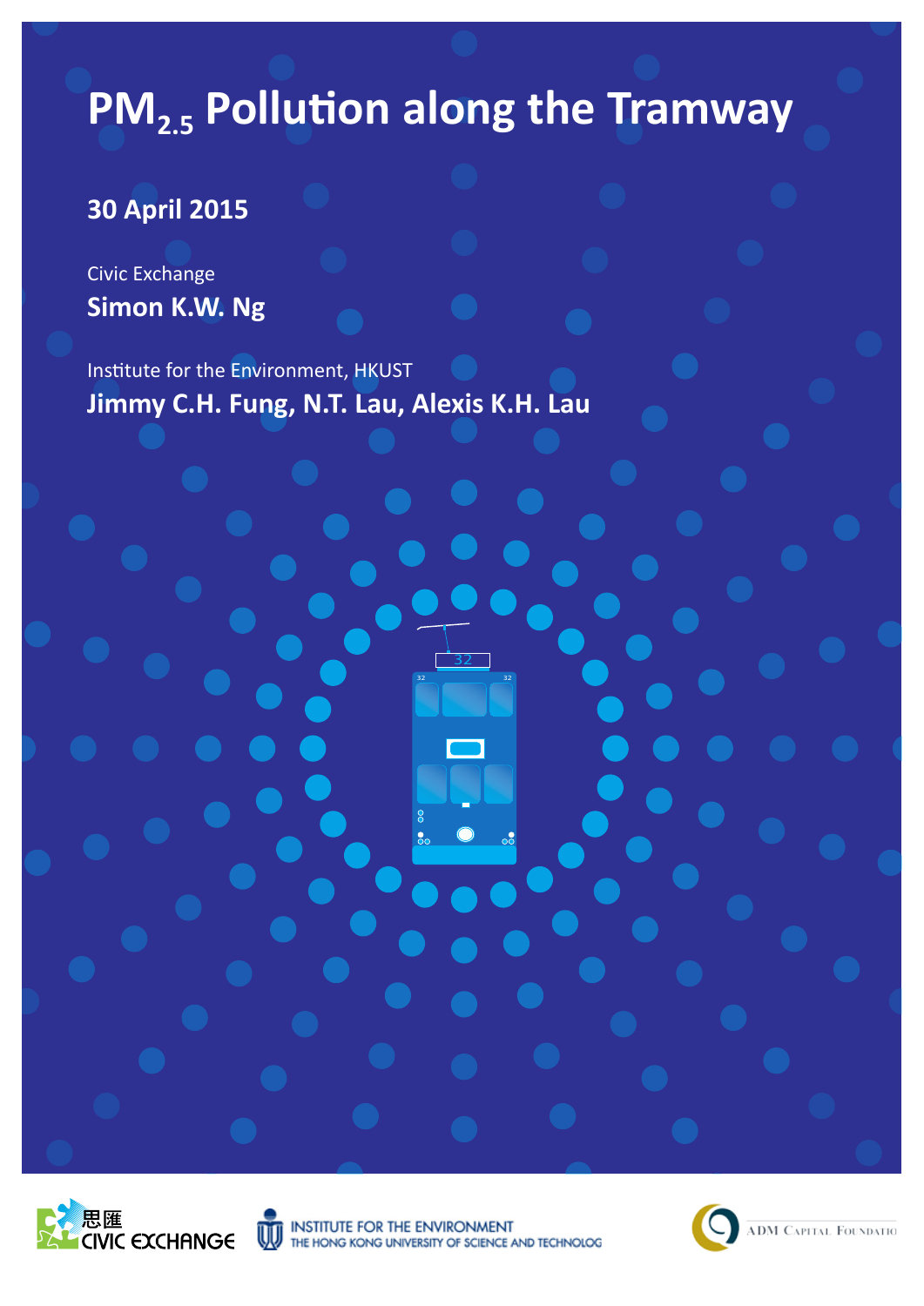# $PM_{2.5}$ Pollution along the Tramway

**30 April 2015**

Civic Exchange

**Simon K.W. Ng**

Institute for the Environment, HKUST

**Jimmy C.H. Fung, N.T. Lau, Alexis K.H. Lau**

思匯 CIVIC EXCHANGE

INSTITUTE FOR THE ENVIRONMENT
THE HONG KONG UNIVERSITY OF SCIENCE AND TECHNOLOG

ADM CAPITAL FOUNDATIO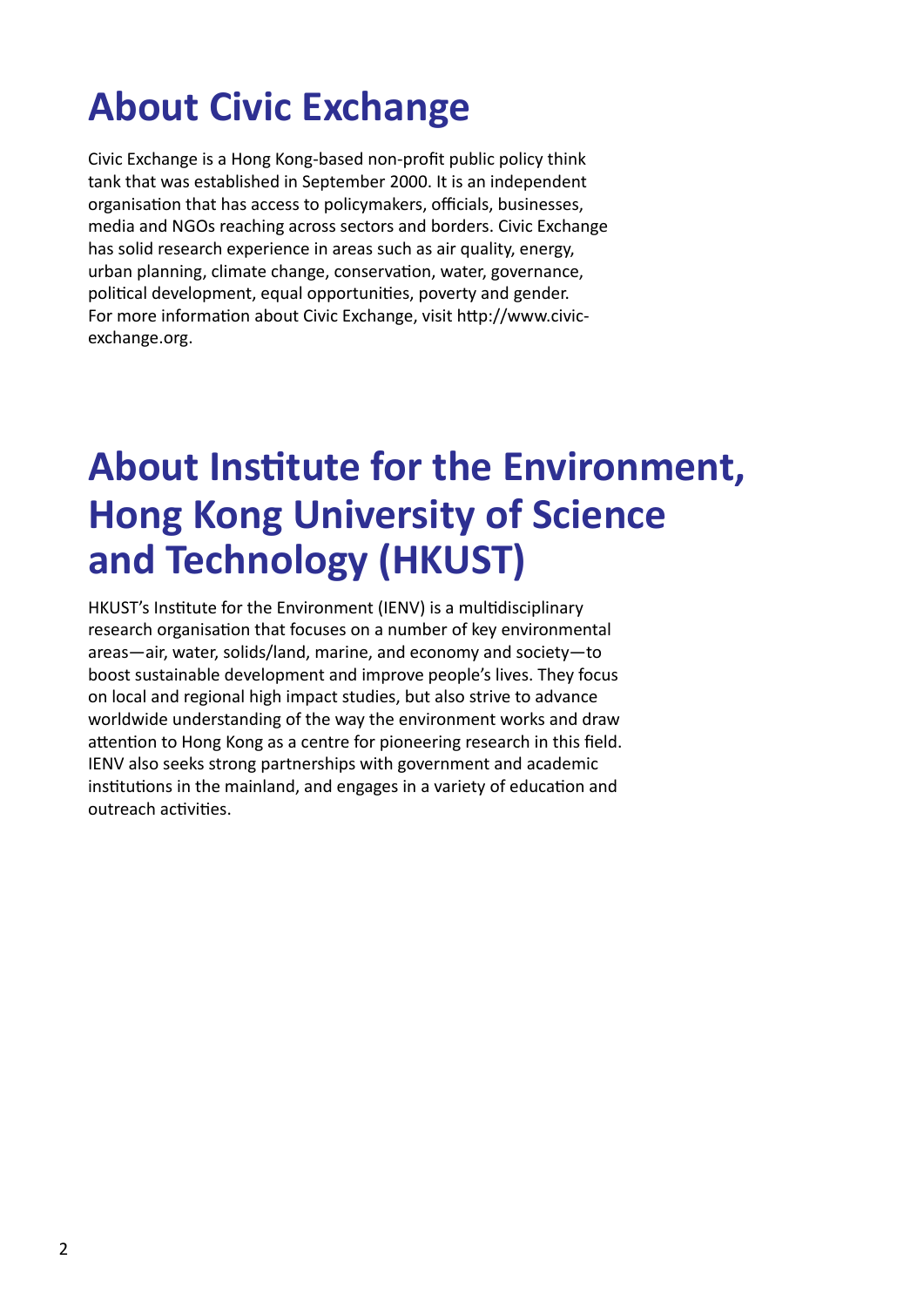# About Civic Exchange

Civic Exchange is a Hong Kong-based non-profit public policy think tank that was established in September 2000. It is an independent organisation that has access to policymakers, officials, businesses, media and NGOs reaching across sectors and borders. Civic Exchange has solid research experience in areas such as air quality, energy, urban planning, climate change, conservation, water, governance, political development, equal opportunities, poverty and gender. For more information about Civic Exchange, visit http://www.civic-exchange.org.

# About Institute for the Environment, Hong Kong University of Science and Technology (HKUST)

HKUST's Institute for the Environment (IENV) is a multidisciplinary research organisation that focuses on a number of key environmental areas—air, water, solids/land, marine, and economy and society—to boost sustainable development and improve people's lives. They focus on local and regional high impact studies, but also strive to advance worldwide understanding of the way the environment works and draw attention to Hong Kong as a centre for pioneering research in this field. IENV also seeks strong partnerships with government and academic institutions in the mainland, and engages in a variety of education and outreach activities.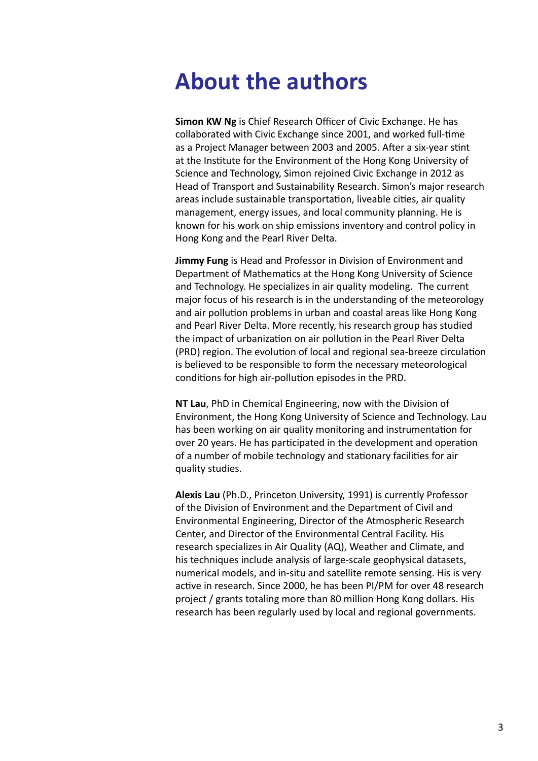# About the authors

**Simon KW Ng** is Chief Research Officer of Civic Exchange. He has collaborated with Civic Exchange since 2001, and worked full-time as a Project Manager between 2003 and 2005. After a six-year stint at the Institute for the Environment of the Hong Kong University of Science and Technology, Simon rejoined Civic Exchange in 2012 as Head of Transport and Sustainability Research. Simon's major research areas include sustainable transportation, liveable cities, air quality management, energy issues, and local community planning. He is known for his work on ship emissions inventory and control policy in Hong Kong and the Pearl River Delta.

**Jimmy Fung** is Head and Professor in Division of Environment and Department of Mathematics at the Hong Kong University of Science and Technology. He specializes in air quality modeling. The current major focus of his research is in the understanding of the meteorology and air pollution problems in urban and coastal areas like Hong Kong and Pearl River Delta. More recently, his research group has studied the impact of urbanization on air pollution in the Pearl River Delta (PRD) region. The evolution of local and regional sea-breeze circulation is believed to be responsible to form the necessary meteorological conditions for high air-pollution episodes in the PRD.

**NT Lau**, PhD in Chemical Engineering, now with the Division of Environment, the Hong Kong University of Science and Technology. Lau has been working on air quality monitoring and instrumentation for over 20 years. He has participated in the development and operation of a number of mobile technology and stationary facilities for air quality studies.

**Alexis Lau** (Ph.D., Princeton University, 1991) is currently Professor of the Division of Environment and the Department of Civil and Environmental Engineering, Director of the Atmospheric Research Center, and Director of the Environmental Central Facility. His research specializes in Air Quality (AQ), Weather and Climate, and his techniques include analysis of large-scale geophysical datasets, numerical models, and in-situ and satellite remote sensing. His is very active in research. Since 2000, he has been PI/PM for over 48 research project / grants totaling more than 80 million Hong Kong dollars. His research has been regularly used by local and regional governments.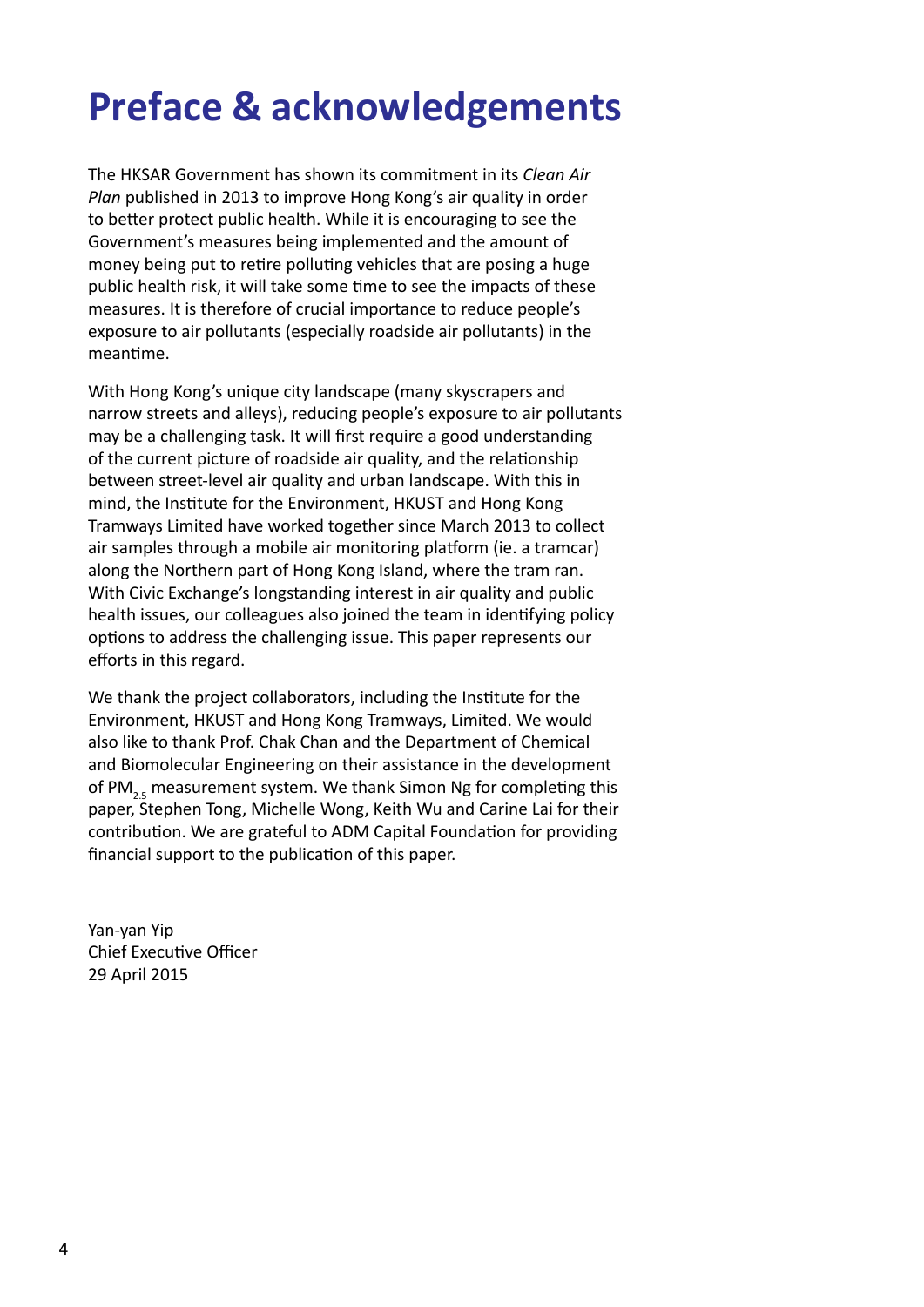# Preface & acknowledgements

The HKSAR Government has shown its commitment in its *Clean Air Plan* published in 2013 to improve Hong Kong's air quality in order to better protect public health. While it is encouraging to see the Government's measures being implemented and the amount of money being put to retire polluting vehicles that are posing a huge public health risk, it will take some time to see the impacts of these measures. It is therefore of crucial importance to reduce people's exposure to air pollutants (especially roadside air pollutants) in the meantime.

With Hong Kong's unique city landscape (many skyscrapers and narrow streets and alleys), reducing people's exposure to air pollutants may be a challenging task. It will first require a good understanding of the current picture of roadside air quality, and the relationship between street-level air quality and urban landscape. With this in mind, the Institute for the Environment, HKUST and Hong Kong Tramways Limited have worked together since March 2013 to collect air samples through a mobile air monitoring platform (ie. a tramcar) along the Northern part of Hong Kong Island, where the tram ran. With Civic Exchange's longstanding interest in air quality and public health issues, our colleagues also joined the team in identifying policy options to address the challenging issue. This paper represents our efforts in this regard.

We thank the project collaborators, including the Institute for the Environment, HKUST and Hong Kong Tramways, Limited. We would also like to thank Prof. Chak Chan and the Department of Chemical and Biomolecular Engineering on their assistance in the development of $PM_{2.5}$ measurement system. We thank Simon Ng for completing this paper, Stephen Tong, Michelle Wong, Keith Wu and Carine Lai for their contribution. We are grateful to ADM Capital Foundation for providing financial support to the publication of this paper.

Yan-yan Yip  
Chief Executive Officer  
29 April 2015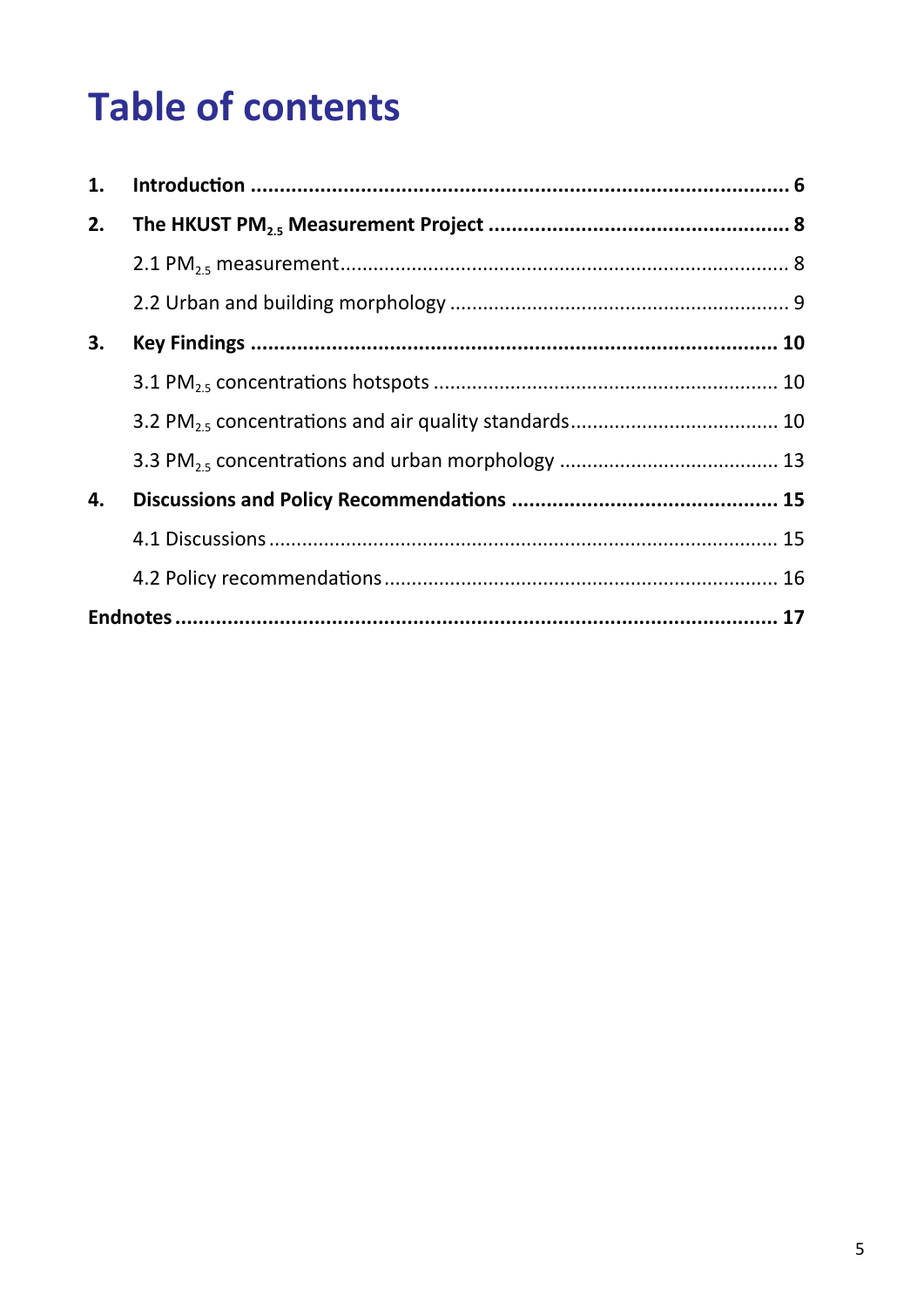# Table of contents

1. **Introduction** ............................................................................................ **6**
2. **The HKUST $PM_{2.5}$ Measurement Project** .................................................... **8**
   - 2.1 $PM_{2.5}$ measurement.................................................................................. 8
   - 2.2 Urban and building morphology ............................................................. 9
3. **Key Findings** .......................................................................................... **10**
   - 3.1 $PM_{2.5}$ concentrations hotspots .............................................................. 10
   - 3.2 $PM_{2.5}$ concentrations and air quality standards...................................... 10
   - 3.3 $PM_{2.5}$ concentrations and urban morphology ........................................ 13
4. **Discussions and Policy Recommendations** .............................................. **15**
   - 4.1 Discussions ............................................................................................ 15
   - 4.2 Policy recommendations....................................................................... 16

**Endnotes** ........................................................................................................ **17**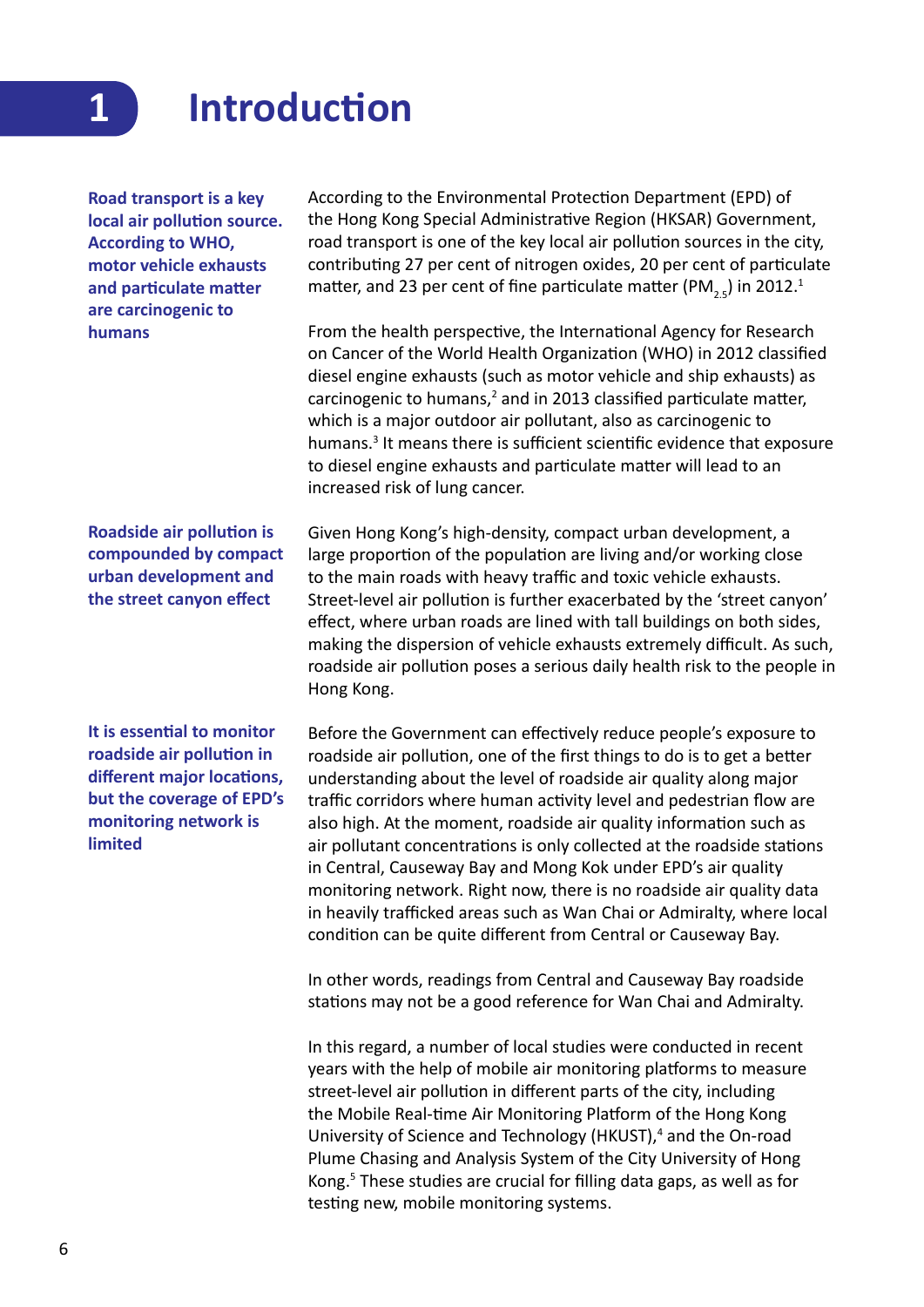// Introduction

# 1 Introduction

**Road transport is a key local air pollution source. According to WHO, motor vehicle exhausts and particulate matter are carcinogenic to humans**

According to the Environmental Protection Department (EPD) of the Hong Kong Special Administrative Region (HKSAR) Government, road transport is one of the key local air pollution sources in the city, contributing 27 per cent of nitrogen oxides, 20 per cent of particulate matter, and 23 per cent of fine particulate matter ($PM_{2.5}$) in 2012.[1]

From the health perspective, the International Agency for Research on Cancer of the World Health Organization (WHO) in 2012 classified diesel engine exhausts (such as motor vehicle and ship exhausts) as carcinogenic to humans,[2] and in 2013 classified particulate matter, which is a major outdoor air pollutant, also as carcinogenic to humans.[3] It means there is sufficient scientific evidence that exposure to diesel engine exhausts and particulate matter will lead to an increased risk of lung cancer.

**Roadside air pollution is compounded by compact urban development and the street canyon effect**

Given Hong Kong's high-density, compact urban development, a large proportion of the population are living and/or working close to the main roads with heavy traffic and toxic vehicle exhausts. Street-level air pollution is further exacerbated by the 'street canyon' effect, where urban roads are lined with tall buildings on both sides, making the dispersion of vehicle exhausts extremely difficult. As such, roadside air pollution poses a serious daily health risk to the people in Hong Kong.

**It is essential to monitor roadside air pollution in different major locations, but the coverage of EPD's monitoring network is limited**

Before the Government can effectively reduce people's exposure to roadside air pollution, one of the first things to do is to get a better understanding about the level of roadside air quality along major traffic corridors where human activity level and pedestrian flow are also high. At the moment, roadside air quality information such as air pollutant concentrations is only collected at the roadside stations in Central, Causeway Bay and Mong Kok under EPD's air quality monitoring network. Right now, there is no roadside air quality data in heavily trafficked areas such as Wan Chai or Admiralty, where local condition can be quite different from Central or Causeway Bay.

In other words, readings from Central and Causeway Bay roadside stations may not be a good reference for Wan Chai and Admiralty.

In this regard, a number of local studies were conducted in recent years with the help of mobile air monitoring platforms to measure street-level air pollution in different parts of the city, including the Mobile Real-time Air Monitoring Platform of the Hong Kong University of Science and Technology (HKUST),[4] and the On-road Plume Chasing and Analysis System of the City University of Hong Kong.[5] These studies are crucial for filling data gaps, as well as for testing new, mobile monitoring systems.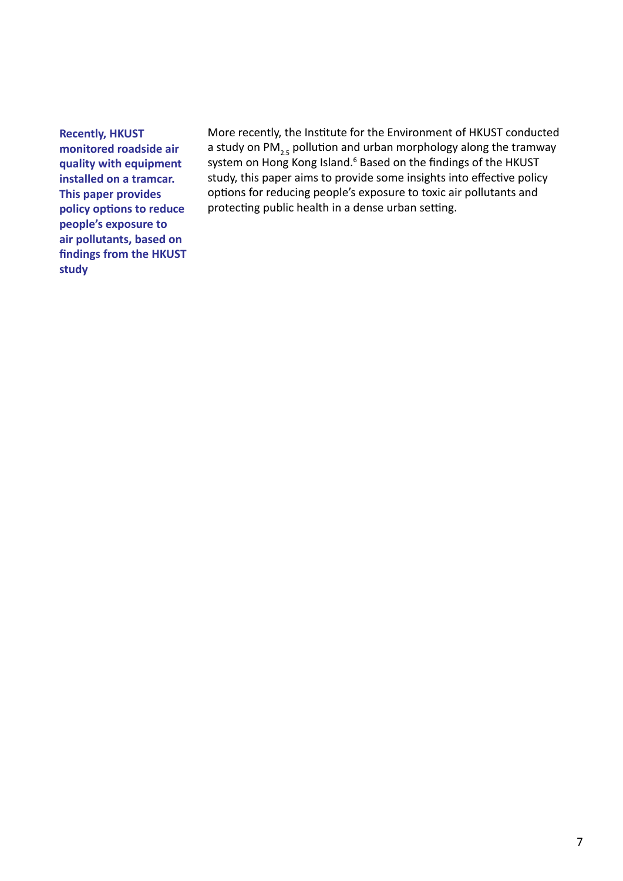**Recently, HKUST monitored roadside air quality with equipment installed on a tramcar. This paper provides policy options to reduce people's exposure to air pollutants, based on findings from the HKUST study**

More recently, the Institute for the Environment of HKUST conducted a study on $PM_{2.5}$ pollution and urban morphology along the tramway system on Hong Kong Island.[6] Based on the findings of the HKUST study, this paper aims to provide some insights into effective policy options for reducing people's exposure to toxic air pollutants and protecting public health in a dense urban setting.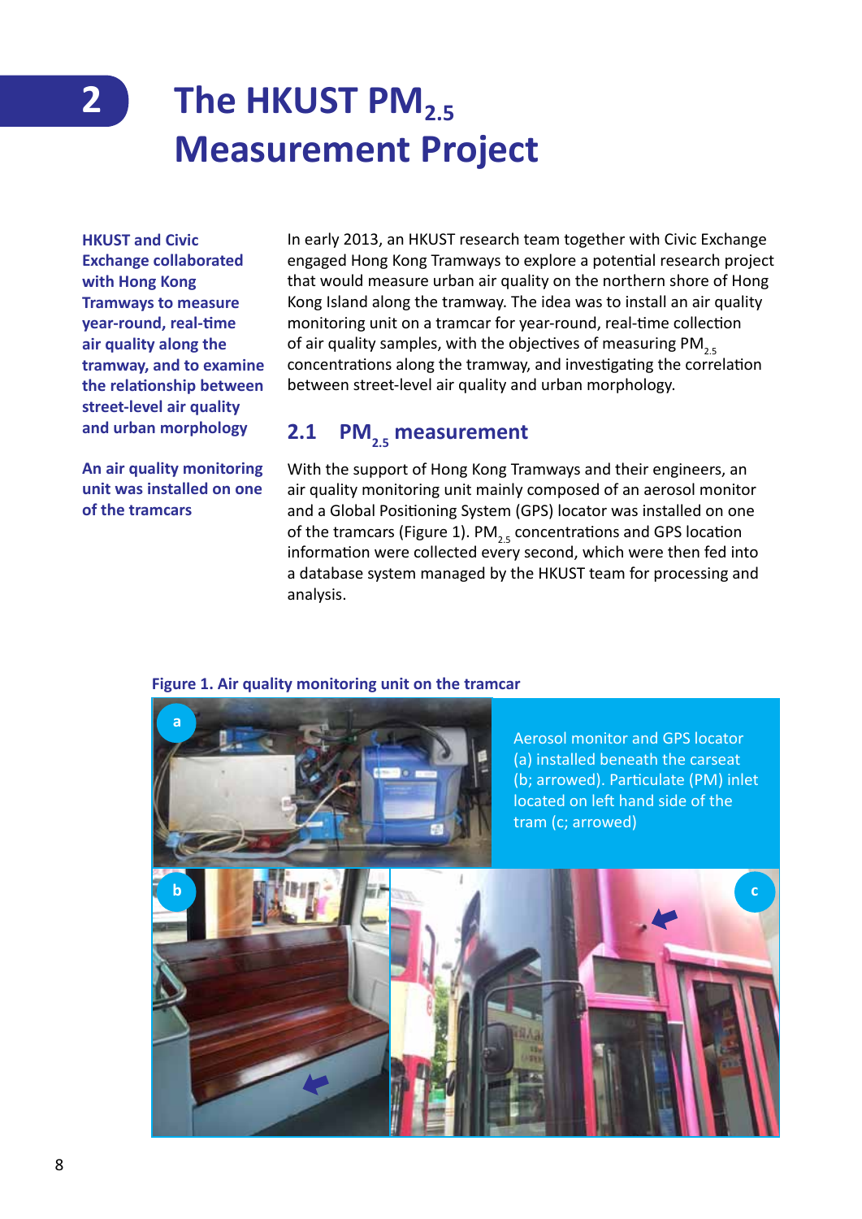# 2 The HKUST $PM_{2.5}$ Measurement Project

**HKUST and Civic Exchange collaborated with Hong Kong Tramways to measure year-round, real-time air quality along the tramway, and to examine the relationship between street-level air quality and urban morphology**

In early 2013, an HKUST research team together with Civic Exchange engaged Hong Kong Tramways to explore a potential research project that would measure urban air quality on the northern shore of Hong Kong Island along the tramway. The idea was to install an air quality monitoring unit on a tramcar for year-round, real-time collection of air quality samples, with the objectives of measuring $PM_{2.5}$ concentrations along the tramway, and investigating the correlation between street-level air quality and urban morphology.

## 2.1 $PM_{2.5}$ measurement

**An air quality monitoring unit was installed on one of the tramcars**

With the support of Hong Kong Tramways and their engineers, an air quality monitoring unit mainly composed of an aerosol monitor and a Global Positioning System (GPS) locator was installed on one of the tramcars (Figure 1). $PM_{2.5}$ concentrations and GPS location information were collected every second, which were then fed into a database system managed by the HKUST team for processing and analysis.

**Figure 1. Air quality monitoring unit on the tramcar**

Aerosol monitor and GPS locator (a) installed beneath the carseat (b; arrowed). Particulate (PM) inlet located on left hand side of the tram (c; arrowed)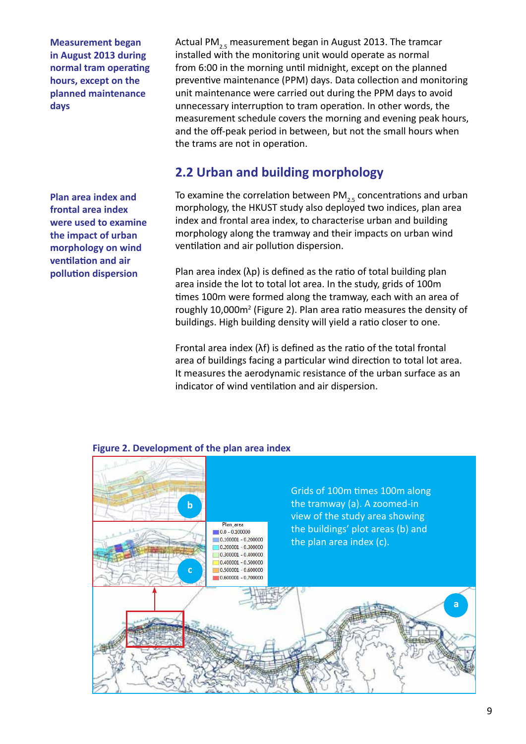**Measurement began in August 2013 during normal tram operating hours, except on the planned maintenance days**

Actual $PM_{2.5}$ measurement began in August 2013. The tramcar installed with the monitoring unit would operate as normal from 6:00 in the morning until midnight, except on the planned preventive maintenance (PPM) days. Data collection and monitoring unit maintenance were carried out during the PPM days to avoid unnecessary interruption to tram operation. In other words, the measurement schedule covers the morning and evening peak hours, and the off-peak period in between, but not the small hours when the trams are not in operation.

## 2.2 Urban and building morphology

**Plan area index and frontal area index were used to examine the impact of urban morphology on wind ventilation and air pollution dispersion**

To examine the correlation between $PM_{2.5}$ concentrations and urban morphology, the HKUST study also deployed two indices, plan area index and frontal area index, to characterise urban and building morphology along the tramway and their impacts on urban wind ventilation and air pollution dispersion.

Plan area index ($\lambda p$) is defined as the ratio of total building plan area inside the lot to total lot area. In the study, grids of 100m times 100m were formed along the tramway, each with an area of roughly 10,000m$^2$ (Figure 2). Plan area ratio measures the density of buildings. High building density will yield a ratio closer to one.

Frontal area index ($\lambda f$) is defined as the ratio of the total frontal area of buildings facing a particular wind direction to total lot area. It measures the aerodynamic resistance of the urban surface as an indicator of wind ventilation and air dispersion.

**Figure 2. Development of the plan area index**

Grids of 100m times 100m along the tramway (a). A zoomed-in view of the study area showing the buildings' plot areas (b) and the plan area index (c).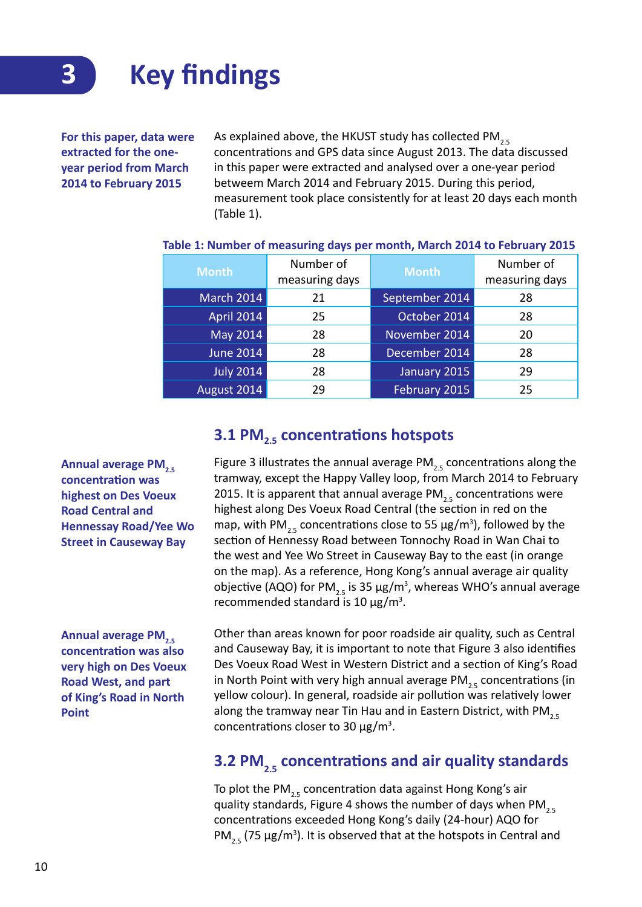# 3 Key findings

**For this paper, data were extracted for the one-year period from March 2014 to February 2015**

As explained above, the HKUST study has collected $PM_{2.5}$ concentrations and GPS data since August 2013. The data discussed in this paper were extracted and analysed over a one-year period betweem March 2014 and February 2015. During this period, measurement took place consistently for at least 20 days each month (Table 1).

**Table 1: Number of measuring days per month, March 2014 to February 2015**

| Month | Number of measuring days | Month | Number of measuring days |
|---|---|---|---|
| March 2014 | 21 | September 2014 | 28 |
| April 2014 | 25 | October 2014 | 28 |
| May 2014 | 28 | November 2014 | 20 |
| June 2014 | 28 | December 2014 | 28 |
| July 2014 | 28 | January 2015 | 29 |
| August 2014 | 29 | February 2015 | 25 |

## 3.1 $PM_{2.5}$ concentrations hotspots

**Annual average $PM_{2.5}$ concentration was highest on Des Voeux Road Central and Hennessay Road/Yee Wo Street in Causeway Bay**

Figure 3 illustrates the annual average $PM_{2.5}$ concentrations along the tramway, except the Happy Valley loop, from March 2014 to February 2015. It is apparent that annual average $PM_{2.5}$ concentrations were highest along Des Voeux Road Central (the section in red on the map, with $PM_{2.5}$ concentrations close to 55 $\mu g/m^3$), followed by the section of Hennessy Road between Tonnochy Road in Wan Chai to the west and Yee Wo Street in Causeway Bay to the east (in orange on the map). As a reference, Hong Kong's annual average air quality objective (AQO) for $PM_{2.5}$ is 35 $\mu g/m^3$, whereas WHO's annual average recommended standard is 10 $\mu g/m^3$.

**Annual average $PM_{2.5}$ concentration was also very high on Des Voeux Road West, and part of King's Road in North Point**

Other than areas known for poor roadside air quality, such as Central and Causeway Bay, it is important to note that Figure 3 also identifies Des Voeux Road West in Western District and a section of King's Road in North Point with very high annual average $PM_{2.5}$ concentrations (in yellow colour). In general, roadside air pollution was relatively lower along the tramway near Tin Hau and in Eastern District, with $PM_{2.5}$ concentrations closer to 30 $\mu g/m^3$.

## 3.2 $PM_{2.5}$ concentrations and air quality standards

To plot the $PM_{2.5}$ concentration data against Hong Kong's air quality standards, Figure 4 shows the number of days when $PM_{2.5}$ concentrations exceeded Hong Kong's daily (24-hour) AQO for $PM_{2.5}$ (75 $\mu g/m^3$). It is observed that at the hotspots in Central and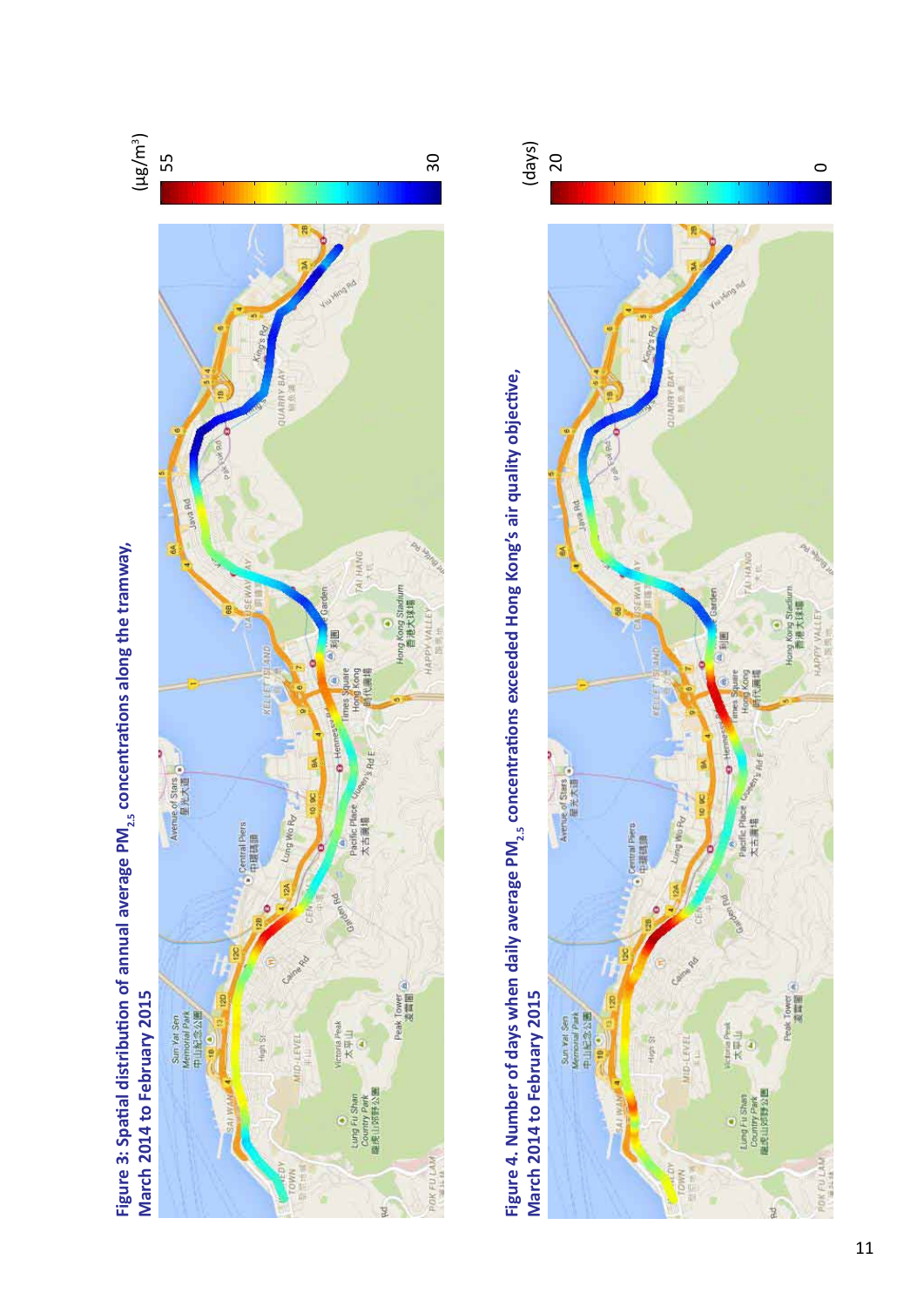**Figure 3: Spatial distribution of annual average $PM_{2.5}$ concentrations along the tramway, March 2014 to February 2015**

**Figure 4. Number of days when daily average $PM_{2.5}$ concentrations exceeded Hong Kong's air quality objective, March 2014 to February 2015**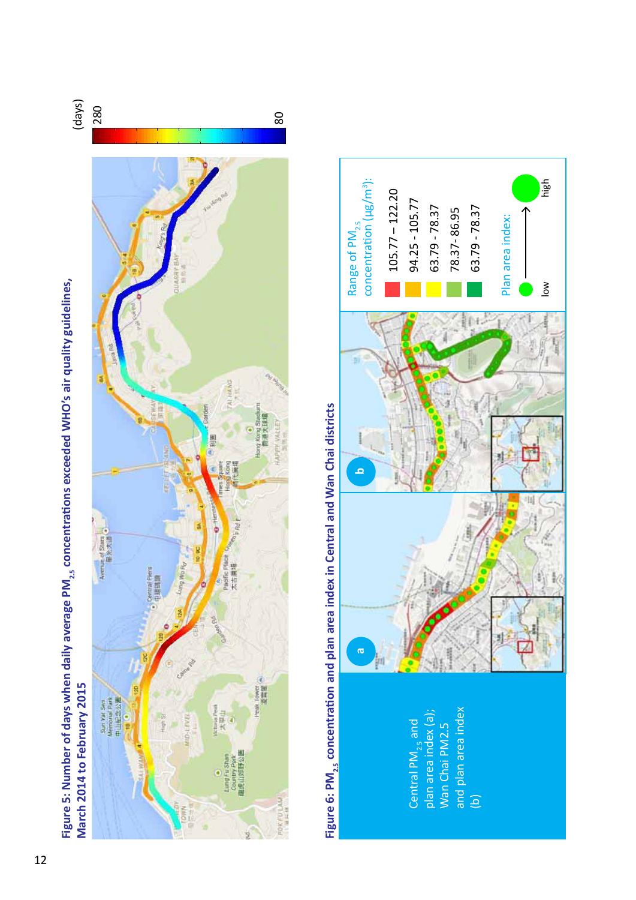**Figure 5: Number of days when daily average $PM_{2.5}$ concentrations exceeded WHO's air quality guidelines, March 2014 to February 2015**

**Figure 6: $PM_{2.5}$ concentration and plan area index in Central and Wan Chai districts**

Central $PM_{2.5}$ and plan area index (a); Wan Chai PM2.5 and plan area index (b)

Range of $PM_{2.5}$ concentration ($\mu g/m^3$):

- 105.77 – 122.20
- 94.25 - 105.77
- 63.79 - 78.37
- 78.37- 86.95
- 63.79 - 78.37

Plan area index: low → high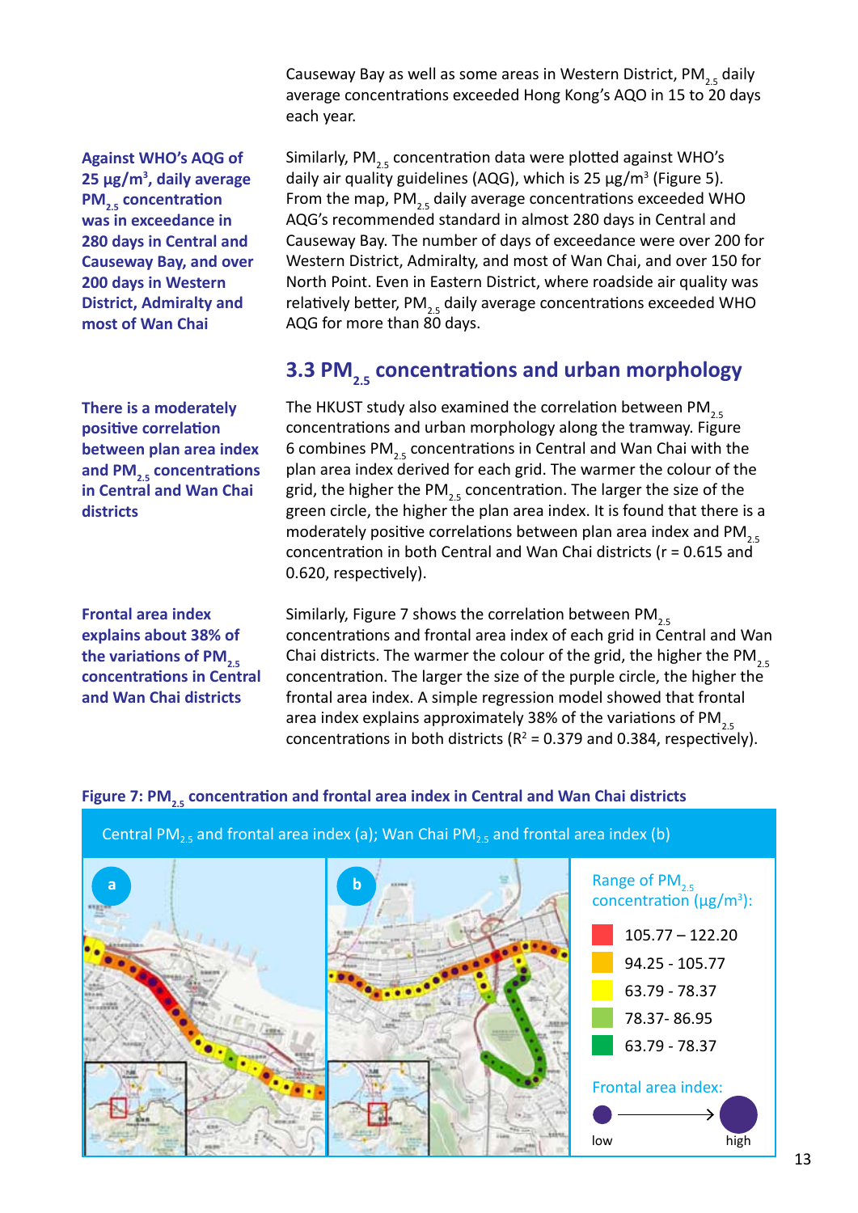Causeway Bay as well as some areas in Western District, $PM_{2.5}$ daily average concentrations exceeded Hong Kong's AQO in 15 to 20 days each year.

**Against WHO's AQG of 25 μg/m³, daily average $PM_{2.5}$ concentration was in exceedance in 280 days in Central and Causeway Bay, and over 200 days in Western District, Admiralty and most of Wan Chai**

Similarly, $PM_{2.5}$ concentration data were plotted against WHO's daily air quality guidelines (AQG), which is 25 μg/m³ (Figure 5). From the map, $PM_{2.5}$ daily average concentrations exceeded WHO AQG's recommended standard in almost 280 days in Central and Causeway Bay. The number of days of exceedance were over 200 for Western District, Admiralty, and most of Wan Chai, and over 150 for North Point. Even in Eastern District, where roadside air quality was relatively better, $PM_{2.5}$ daily average concentrations exceeded WHO AQG for more than 80 days.

## 3.3 $PM_{2.5}$ concentrations and urban morphology

**There is a moderately positive correlation between plan area index and $PM_{2.5}$ concentrations in Central and Wan Chai districts**

The HKUST study also examined the correlation between $PM_{2.5}$ concentrations and urban morphology along the tramway. Figure 6 combines $PM_{2.5}$ concentrations in Central and Wan Chai with the plan area index derived for each grid. The warmer the colour of the grid, the higher the $PM_{2.5}$ concentration. The larger the size of the green circle, the higher the plan area index. It is found that there is a moderately positive correlations between plan area index and $PM_{2.5}$ concentration in both Central and Wan Chai districts (r = 0.615 and 0.620, respectively).

**Frontal area index explains about 38% of the variations of $PM_{2.5}$ concentrations in Central and Wan Chai districts**

Similarly, Figure 7 shows the correlation between $PM_{2.5}$ concentrations and frontal area index of each grid in Central and Wan Chai districts. The warmer the colour of the grid, the higher the $PM_{2.5}$ concentration. The larger the size of the purple circle, the higher the frontal area index. A simple regression model showed that frontal area index explains approximately 38% of the variations of $PM_{2.5}$ concentrations in both districts ($R^2$ = 0.379 and 0.384, respectively).

**Figure 7: $PM_{2.5}$ concentration and frontal area index in Central and Wan Chai districts**

Central $PM_{2.5}$ and frontal area index (a); Wan Chai $PM_{2.5}$ and frontal area index (b)

Range of $PM_{2.5}$ concentration (μg/m³):
- 105.77 – 122.20
- 94.25 - 105.77
- 63.79 - 78.37
- 78.37- 86.95
- 63.79 - 78.37

Frontal area index: low → high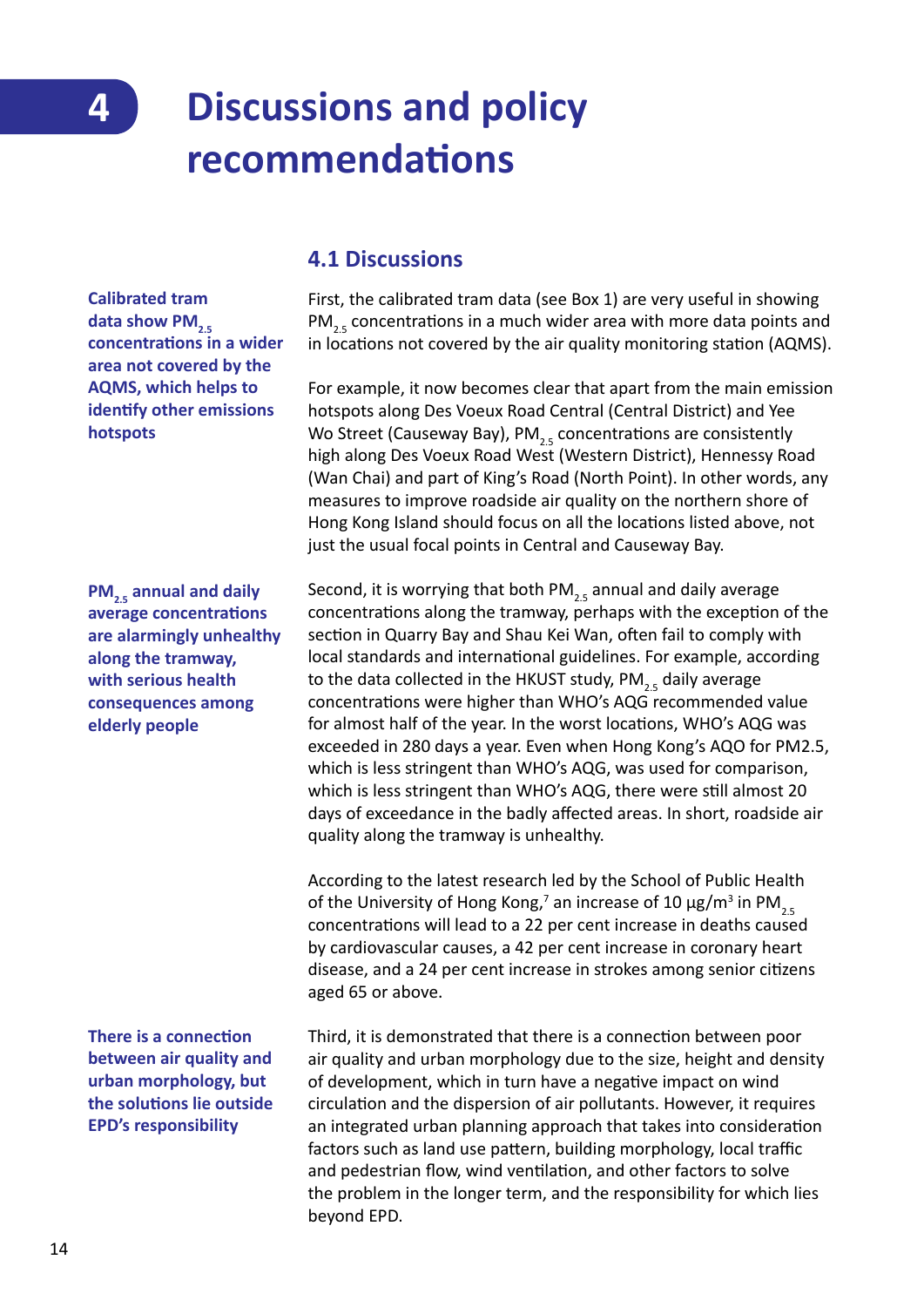# 4 Discussions and policy recommendations

## 4.1 Discussions

**Calibrated tram data show $PM_{2.5}$ concentrations in a wider area not covered by the AQMS, which helps to identify other emissions hotspots**

First, the calibrated tram data (see Box 1) are very useful in showing $PM_{2.5}$ concentrations in a much wider area with more data points and in locations not covered by the air quality monitoring station (AQMS).

For example, it now becomes clear that apart from the main emission hotspots along Des Voeux Road Central (Central District) and Yee Wo Street (Causeway Bay), $PM_{2.5}$ concentrations are consistently high along Des Voeux Road West (Western District), Hennessy Road (Wan Chai) and part of King's Road (North Point). In other words, any measures to improve roadside air quality on the northern shore of Hong Kong Island should focus on all the locations listed above, not just the usual focal points in Central and Causeway Bay.

**$PM_{2.5}$ annual and daily average concentrations are alarmingly unhealthy along the tramway, with serious health consequences among elderly people**

Second, it is worrying that both $PM_{2.5}$ annual and daily average concentrations along the tramway, perhaps with the exception of the section in Quarry Bay and Shau Kei Wan, often fail to comply with local standards and international guidelines. For example, according to the data collected in the HKUST study, $PM_{2.5}$ daily average concentrations were higher than WHO's AQG recommended value for almost half of the year. In the worst locations, WHO's AQG was exceeded in 280 days a year. Even when Hong Kong's AQO for PM2.5, which is less stringent than WHO's AQG, was used for comparison, which is less stringent than WHO's AQG, there were still almost 20 days of exceedance in the badly affected areas. In short, roadside air quality along the tramway is unhealthy.

According to the latest research led by the School of Public Health of the University of Hong Kong,[7] an increase of 10 μg/m$^3$ in $PM_{2.5}$ concentrations will lead to a 22 per cent increase in deaths caused by cardiovascular causes, a 42 per cent increase in coronary heart disease, and a 24 per cent increase in strokes among senior citizens aged 65 or above.

**There is a connection between air quality and urban morphology, but the solutions lie outside EPD's responsibility**

Third, it is demonstrated that there is a connection between poor air quality and urban morphology due to the size, height and density of development, which in turn have a negative impact on wind circulation and the dispersion of air pollutants. However, it requires an integrated urban planning approach that takes into consideration factors such as land use pattern, building morphology, local traffic and pedestrian flow, wind ventilation, and other factors to solve the problem in the longer term, and the responsibility for which lies beyond EPD.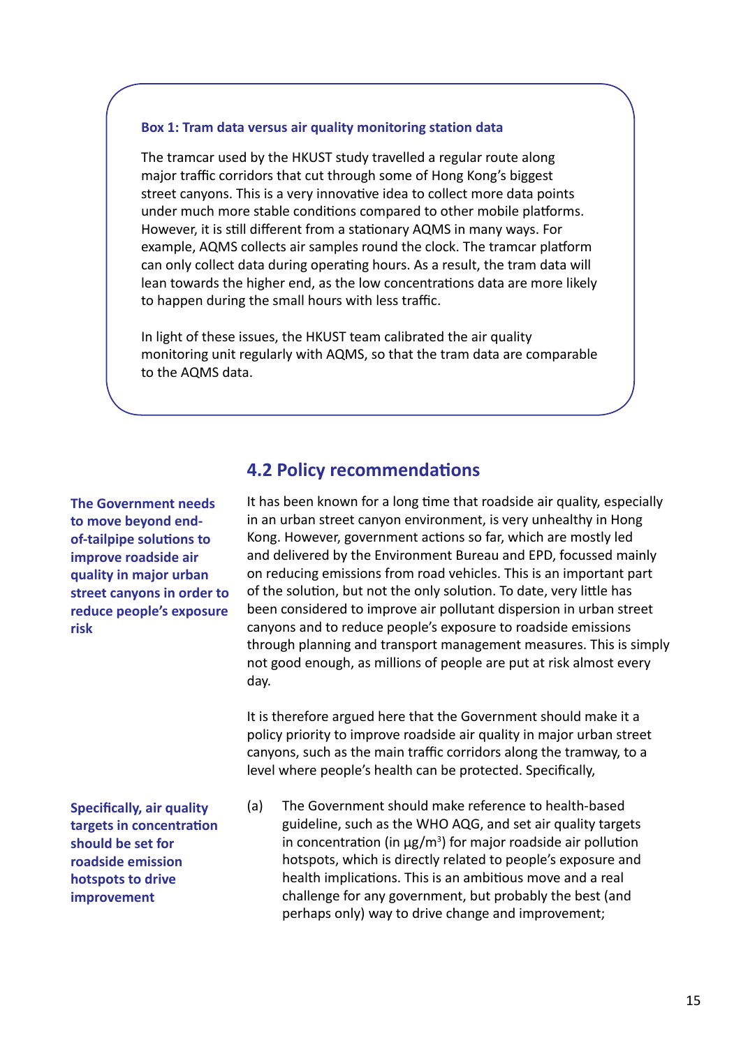**Box 1: Tram data versus air quality monitoring station data**

The tramcar used by the HKUST study travelled a regular route along major traffic corridors that cut through some of Hong Kong's biggest street canyons. This is a very innovative idea to collect more data points under much more stable conditions compared to other mobile platforms. However, it is still different from a stationary AQMS in many ways. For example, AQMS collects air samples round the clock. The tramcar platform can only collect data during operating hours. As a result, the tram data will lean towards the higher end, as the low concentrations data are more likely to happen during the small hours with less traffic.

In light of these issues, the HKUST team calibrated the air quality monitoring unit regularly with AQMS, so that the tram data are comparable to the AQMS data.

## 4.2 Policy recommendations

**The Government needs to move beyond end-of-tailpipe solutions to improve roadside air quality in major urban street canyons in order to reduce people's exposure risk**

It has been known for a long time that roadside air quality, especially in an urban street canyon environment, is very unhealthy in Hong Kong. However, government actions so far, which are mostly led and delivered by the Environment Bureau and EPD, focussed mainly on reducing emissions from road vehicles. This is an important part of the solution, but not the only solution. To date, very little has been considered to improve air pollutant dispersion in urban street canyons and to reduce people's exposure to roadside emissions through planning and transport management measures. This is simply not good enough, as millions of people are put at risk almost every day.

It is therefore argued here that the Government should make it a policy priority to improve roadside air quality in major urban street canyons, such as the main traffic corridors along the tramway, to a level where people's health can be protected. Specifically,

**Specifically, air quality targets in concentration should be set for roadside emission hotspots to drive improvement**

(a) The Government should make reference to health-based guideline, such as the WHO AQG, and set air quality targets in concentration (in $\mu g/m^3$) for major roadside air pollution hotspots, which is directly related to people's exposure and health implications. This is an ambitious move and a real challenge for any government, but probably the best (and perhaps only) way to drive change and improvement;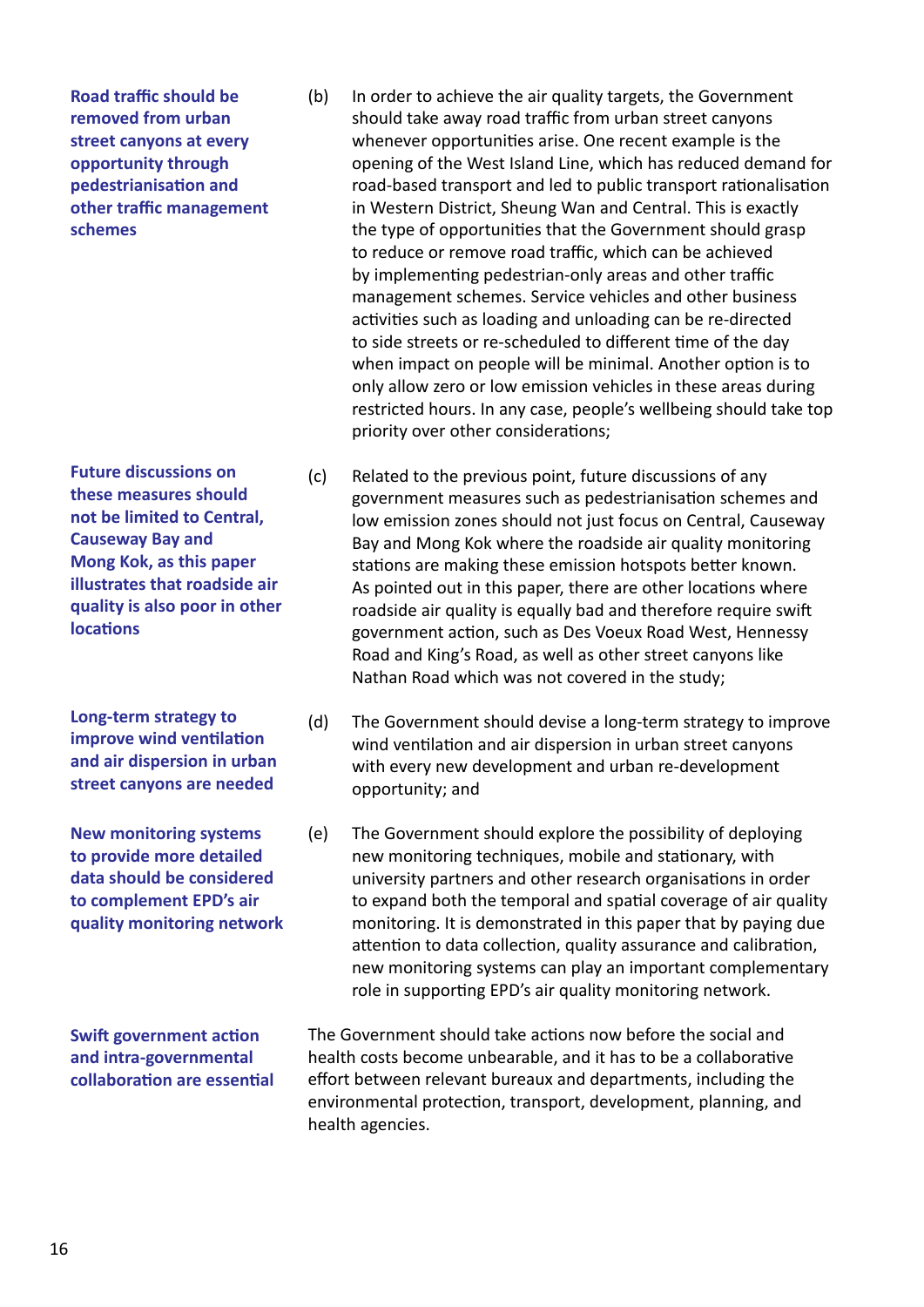**Road traffic should be removed from urban street canyons at every opportunity through pedestrianisation and other traffic management schemes**

(b) In order to achieve the air quality targets, the Government should take away road traffic from urban street canyons whenever opportunities arise. One recent example is the opening of the West Island Line, which has reduced demand for road-based transport and led to public transport rationalisation in Western District, Sheung Wan and Central. This is exactly the type of opportunities that the Government should grasp to reduce or remove road traffic, which can be achieved by implementing pedestrian-only areas and other traffic management schemes. Service vehicles and other business activities such as loading and unloading can be re-directed to side streets or re-scheduled to different time of the day when impact on people will be minimal. Another option is to only allow zero or low emission vehicles in these areas during restricted hours. In any case, people's wellbeing should take top priority over other considerations;

**Future discussions on these measures should not be limited to Central, Causeway Bay and Mong Kok, as this paper illustrates that roadside air quality is also poor in other locations**

(c) Related to the previous point, future discussions of any government measures such as pedestrianisation schemes and low emission zones should not just focus on Central, Causeway Bay and Mong Kok where the roadside air quality monitoring stations are making these emission hotspots better known. As pointed out in this paper, there are other locations where roadside air quality is equally bad and therefore require swift government action, such as Des Voeux Road West, Hennessy Road and King's Road, as well as other street canyons like Nathan Road which was not covered in the study;

**Long-term strategy to improve wind ventilation and air dispersion in urban street canyons are needed**

(d) The Government should devise a long-term strategy to improve wind ventilation and air dispersion in urban street canyons with every new development and urban re-development opportunity; and

**New monitoring systems to provide more detailed data should be considered to complement EPD's air quality monitoring network**

(e) The Government should explore the possibility of deploying new monitoring techniques, mobile and stationary, with university partners and other research organisations in order to expand both the temporal and spatial coverage of air quality monitoring. It is demonstrated in this paper that by paying due attention to data collection, quality assurance and calibration, new monitoring systems can play an important complementary role in supporting EPD's air quality monitoring network.

**Swift government action and intra-governmental collaboration are essential**

The Government should take actions now before the social and health costs become unbearable, and it has to be a collaborative effort between relevant bureaux and departments, including the environmental protection, transport, development, planning, and health agencies.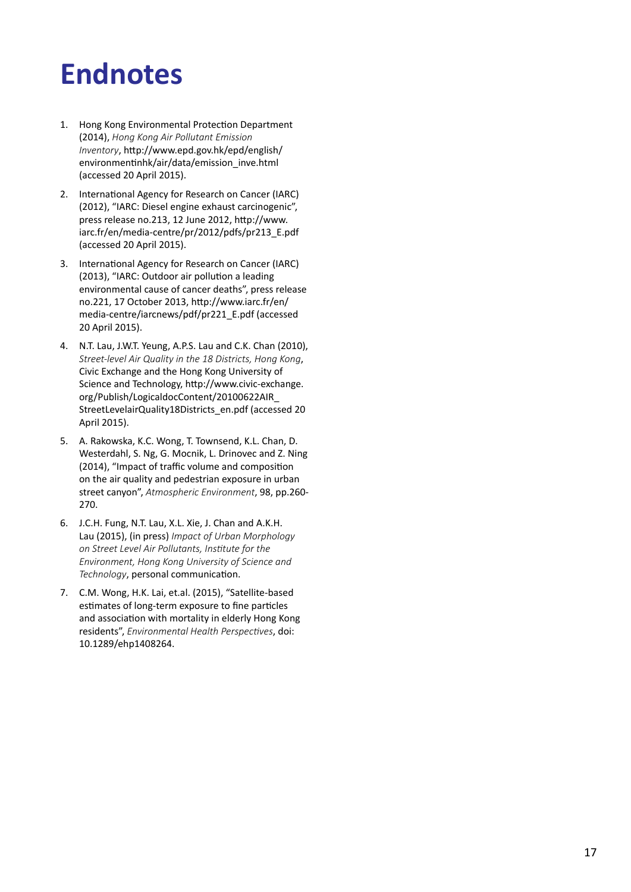# Endnotes

1. Hong Kong Environmental Protection Department (2014), *Hong Kong Air Pollutant Emission Inventory*, http://www.epd.gov.hk/epd/english/environmentinhk/air/data/emission_inve.html (accessed 20 April 2015).

2. International Agency for Research on Cancer (IARC) (2012), "IARC: Diesel engine exhaust carcinogenic", press release no.213, 12 June 2012, http://www.iarc.fr/en/media-centre/pr/2012/pdfs/pr213_E.pdf (accessed 20 April 2015).

3. International Agency for Research on Cancer (IARC) (2013), "IARC: Outdoor air pollution a leading environmental cause of cancer deaths", press release no.221, 17 October 2013, http://www.iarc.fr/en/media-centre/iarcnews/pdf/pr221_E.pdf (accessed 20 April 2015).

4. N.T. Lau, J.W.T. Yeung, A.P.S. Lau and C.K. Chan (2010), *Street-level Air Quality in the 18 Districts, Hong Kong*, Civic Exchange and the Hong Kong University of Science and Technology, http://www.civic-exchange.org/Publish/LogicaldocContent/20100622AIR_StreetLevelairQuality18Districts_en.pdf (accessed 20 April 2015).

5. A. Rakowska, K.C. Wong, T. Townsend, K.L. Chan, D. Westerdahl, S. Ng, G. Mocnik, L. Drinovec and Z. Ning (2014), "Impact of traffic volume and composition on the air quality and pedestrian exposure in urban street canyon", *Atmospheric Environment*, 98, pp.260-270.

6. J.C.H. Fung, N.T. Lau, X.L. Xie, J. Chan and A.K.H. Lau (2015), (in press) *Impact of Urban Morphology on Street Level Air Pollutants, Institute for the Environment, Hong Kong University of Science and Technology*, personal communication.

7. C.M. Wong, H.K. Lai, et.al. (2015), "Satellite-based estimates of long-term exposure to fine particles and association with mortality in elderly Hong Kong residents", *Environmental Health Perspectives*, doi: 10.1289/ehp1408264.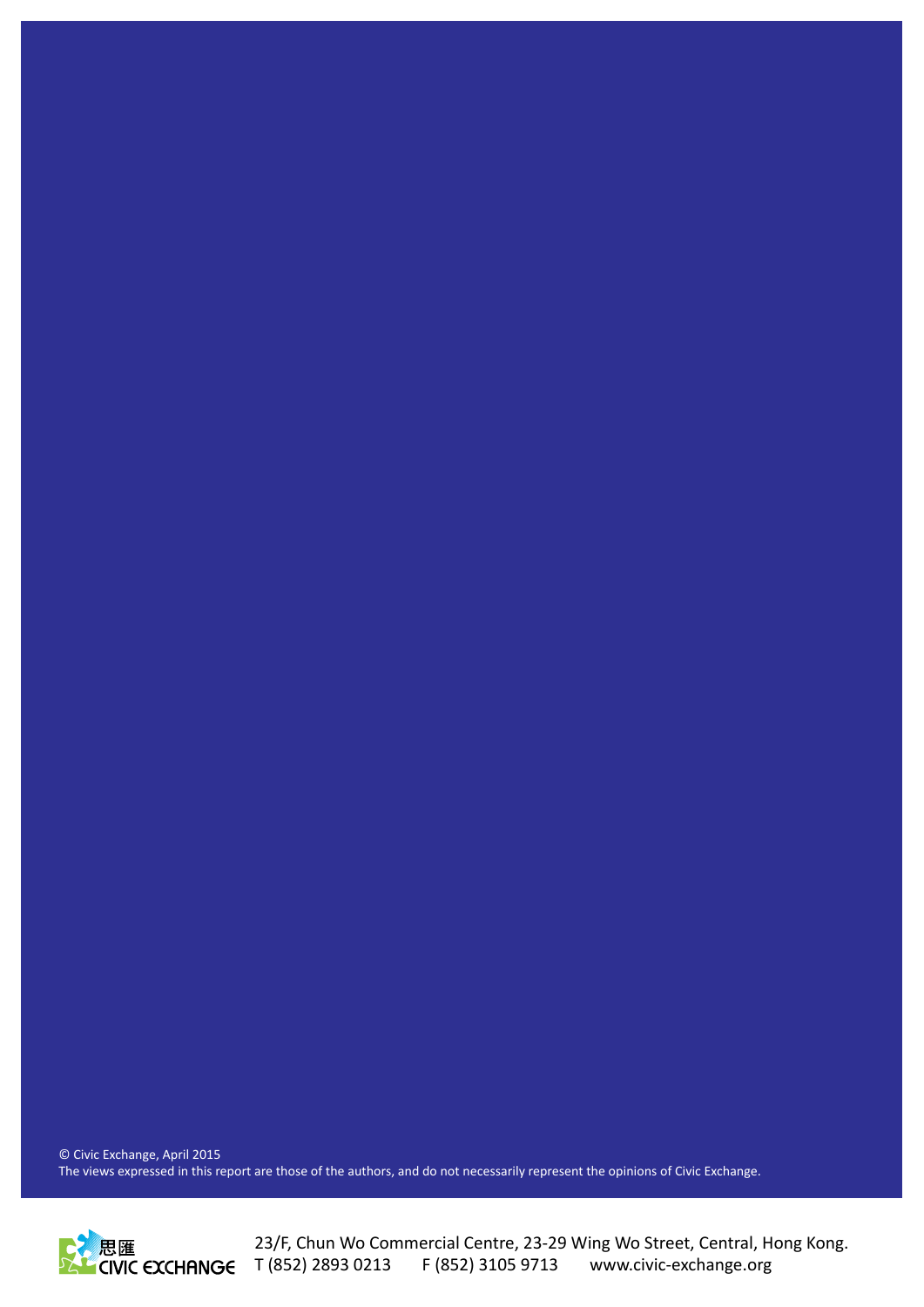© Civic Exchange, April 2015

The views expressed in this report are those of the authors, and do not necessarily represent the opinions of Civic Exchange.

思匯 CIVIC EXCHANGE

23/F, Chun Wo Commercial Centre, 23-29 Wing Wo Street, Central, Hong Kong.

T (852) 2893 0213 F (852) 3105 9713 www.civic-exchange.org